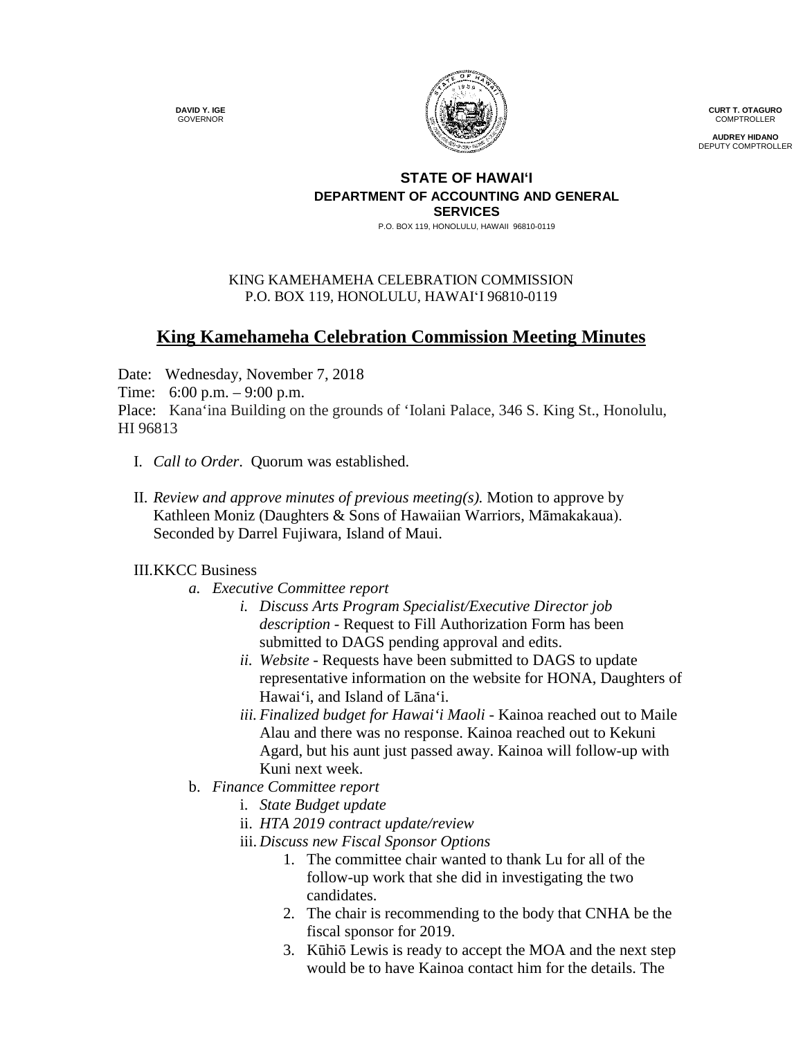DAVID Y. IGE
GOVERNOR

CURT T. OTAGURO
COMPTROLLER

AUDREY HIDANO
DEPUTY COMPTROLLER

**STATE OF HAWAIʻI**
**DEPARTMENT OF ACCOUNTING AND GENERAL SERVICES**
P.O. BOX 119, HONOLULU, HAWAII 96810-0119

KING KAMEHAMEHA CELEBRATION COMMISSION
P.O. BOX 119, HONOLULU, HAWAIʻI 96810-0119

## King Kamehameha Celebration Commission Meeting Minutes

Date: Wednesday, November 7, 2018
Time: 6:00 p.m. – 9:00 p.m.
Place: Kanaʻina Building on the grounds of ʻIolani Palace, 346 S. King St., Honolulu, HI 96813

I. *Call to Order*. Quorum was established.

II. *Review and approve minutes of previous meeting(s).* Motion to approve by Kathleen Moniz (Daughters & Sons of Hawaiian Warriors, Māmakakaua). Seconded by Darrel Fujiwara, Island of Maui.

III. KKCC Business

a. *Executive Committee report*
   i. *Discuss Arts Program Specialist/Executive Director job description* - Request to Fill Authorization Form has been submitted to DAGS pending approval and edits.
   ii. *Website* - Requests have been submitted to DAGS to update representative information on the website for HONA, Daughters of Hawaiʻi, and Island of Lānaʻi.
   iii. *Finalized budget for Hawaiʻi Maoli* - Kainoa reached out to Maile Alau and there was no response. Kainoa reached out to Kekuni Agard, but his aunt just passed away. Kainoa will follow-up with Kuni next week.

b. *Finance Committee report*
   i. *State Budget update*
   ii. *HTA 2019 contract update/review*
   iii. *Discuss new Fiscal Sponsor Options*
      1. The committee chair wanted to thank Lu for all of the follow-up work that she did in investigating the two candidates.
      2. The chair is recommending to the body that CNHA be the fiscal sponsor for 2019.
      3. Kūhiō Lewis is ready to accept the MOA and the next step would be to have Kainoa contact him for the details. The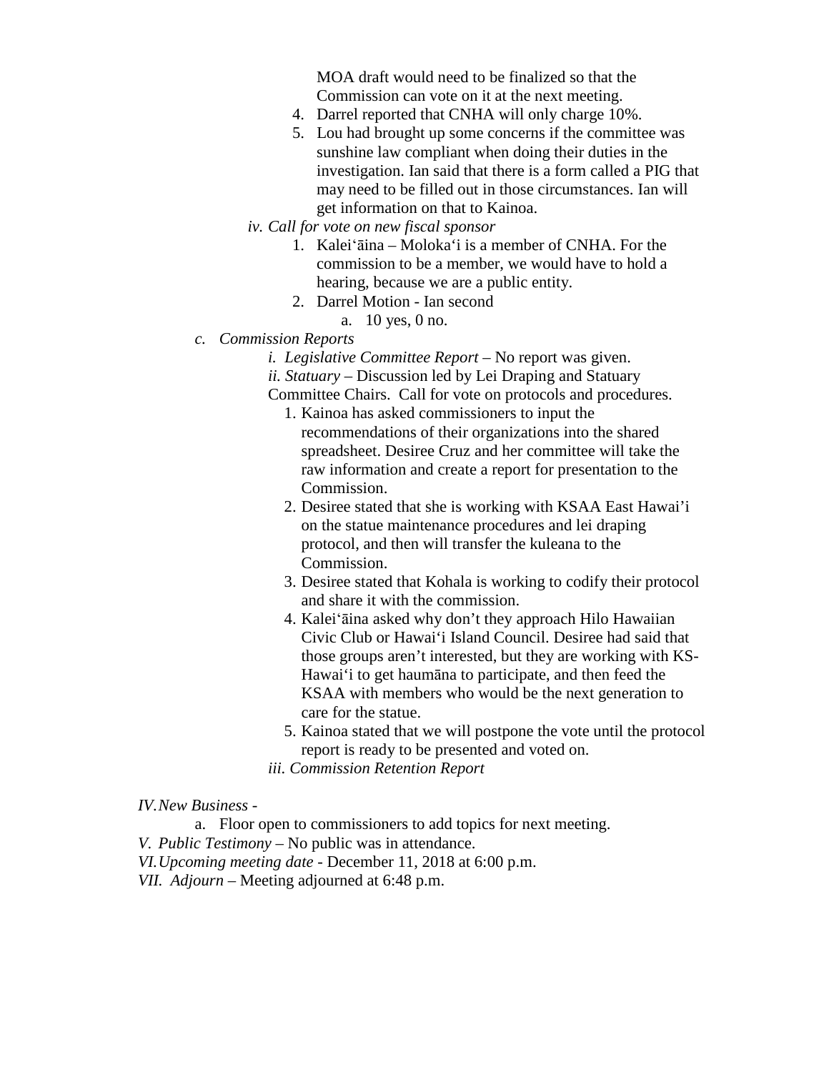MOA draft would need to be finalized so that the Commission can vote on it at the next meeting.

4. Darrel reported that CNHA will only charge 10%.
5. Lou had brought up some concerns if the committee was sunshine law compliant when doing their duties in the investigation. Ian said that there is a form called a PIG that may need to be filled out in those circumstances. Ian will get information on that to Kainoa.

*iv. Call for vote on new fiscal sponsor*

1. Kalei‘āina – Moloka‘i is a member of CNHA. For the commission to be a member, we would have to hold a hearing, because we are a public entity.
2. Darrel Motion - Ian second
   a. 10 yes, 0 no.

*c. Commission Reports*

*i. Legislative Committee Report* – No report was given.

*ii. Statuary* – Discussion led by Lei Draping and Statuary Committee Chairs. Call for vote on protocols and procedures.

1. Kainoa has asked commissioners to input the recommendations of their organizations into the shared spreadsheet. Desiree Cruz and her committee will take the raw information and create a report for presentation to the Commission.
2. Desiree stated that she is working with KSAA East Hawai’i on the statue maintenance procedures and lei draping protocol, and then will transfer the kuleana to the Commission.
3. Desiree stated that Kohala is working to codify their protocol and share it with the commission.
4. Kalei‘āina asked why don’t they approach Hilo Hawaiian Civic Club or Hawai‘i Island Council. Desiree had said that those groups aren’t interested, but they are working with KS-Hawai‘i to get haumāna to participate, and then feed the KSAA with members who would be the next generation to care for the statue.
5. Kainoa stated that we will postpone the vote until the protocol report is ready to be presented and voted on.

*iii. Commission Retention Report*

*IV. New Business* -

a. Floor open to commissioners to add topics for next meeting.

*V. Public Testimony* – No public was in attendance.

*VI. Upcoming meeting date* - December 11, 2018 at 6:00 p.m.

*VII. Adjourn* – Meeting adjourned at 6:48 p.m.